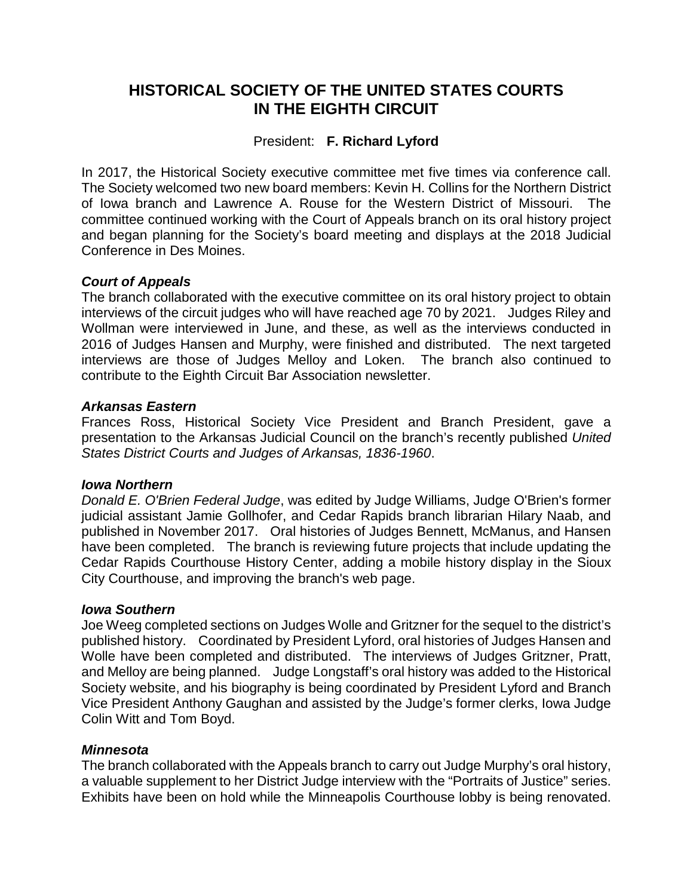# HISTORICAL SOCIETY OF THE UNITED STATES COURTS IN THE EIGHTH CIRCUIT

President: **F. Richard Lyford**

In 2017, the Historical Society executive committee met five times via conference call. The Society welcomed two new board members: Kevin H. Collins for the Northern District of Iowa branch and Lawrence A. Rouse for the Western District of Missouri. The committee continued working with the Court of Appeals branch on its oral history project and began planning for the Society's board meeting and displays at the 2018 Judicial Conference in Des Moines.

### *Court of Appeals*

The branch collaborated with the executive committee on its oral history project to obtain interviews of the circuit judges who will have reached age 70 by 2021. Judges Riley and Wollman were interviewed in June, and these, as well as the interviews conducted in 2016 of Judges Hansen and Murphy, were finished and distributed. The next targeted interviews are those of Judges Melloy and Loken. The branch also continued to contribute to the Eighth Circuit Bar Association newsletter.

### *Arkansas Eastern*

Frances Ross, Historical Society Vice President and Branch President, gave a presentation to the Arkansas Judicial Council on the branch's recently published *United States District Courts and Judges of Arkansas, 1836-1960*.

### *Iowa Northern*

*Donald E. O'Brien Federal Judge*, was edited by Judge Williams, Judge O'Brien's former judicial assistant Jamie Gollhofer, and Cedar Rapids branch librarian Hilary Naab, and published in November 2017. Oral histories of Judges Bennett, McManus, and Hansen have been completed. The branch is reviewing future projects that include updating the Cedar Rapids Courthouse History Center, adding a mobile history display in the Sioux City Courthouse, and improving the branch's web page.

### *Iowa Southern*

Joe Weeg completed sections on Judges Wolle and Gritzner for the sequel to the district's published history. Coordinated by President Lyford, oral histories of Judges Hansen and Wolle have been completed and distributed. The interviews of Judges Gritzner, Pratt, and Melloy are being planned. Judge Longstaff's oral history was added to the Historical Society website, and his biography is being coordinated by President Lyford and Branch Vice President Anthony Gaughan and assisted by the Judge's former clerks, Iowa Judge Colin Witt and Tom Boyd.

### *Minnesota*

The branch collaborated with the Appeals branch to carry out Judge Murphy's oral history, a valuable supplement to her District Judge interview with the "Portraits of Justice" series. Exhibits have been on hold while the Minneapolis Courthouse lobby is being renovated.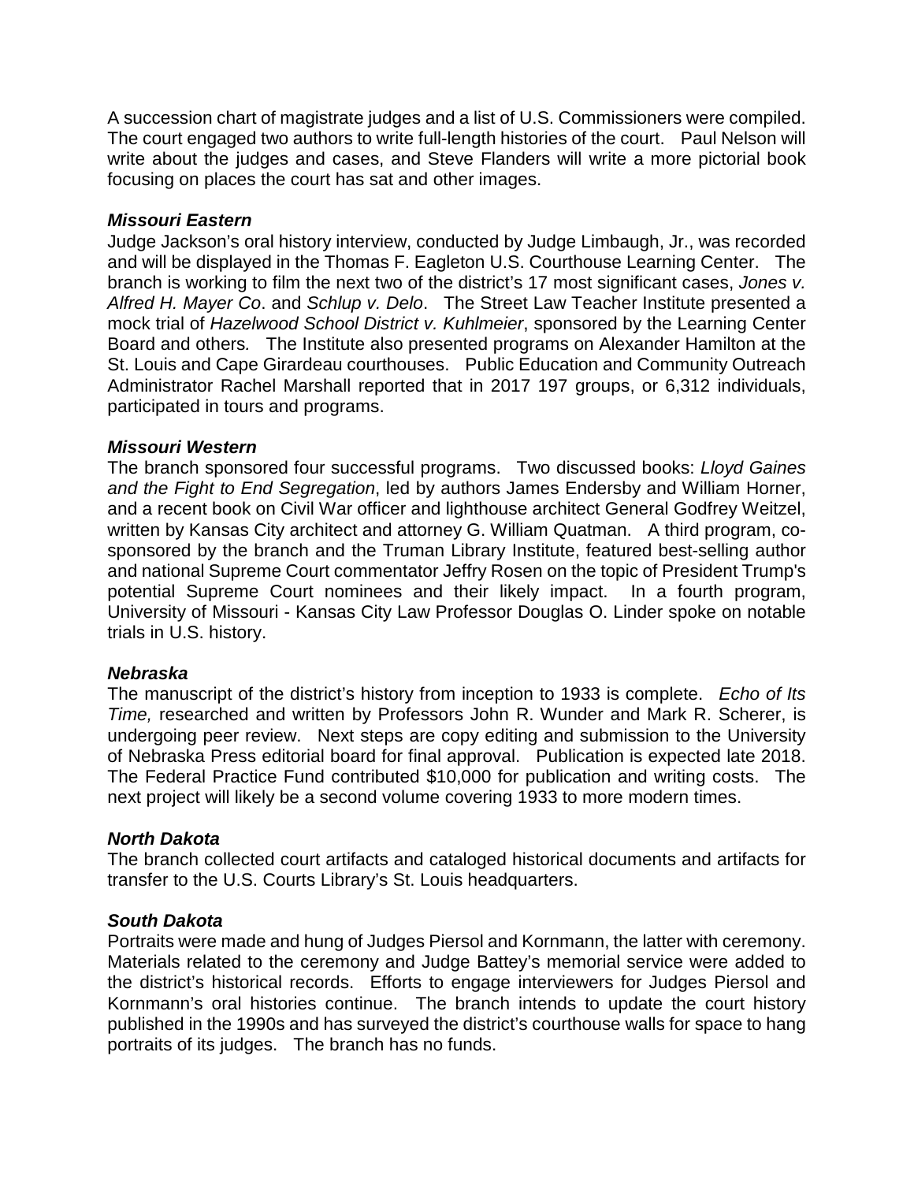A succession chart of magistrate judges and a list of U.S. Commissioners were compiled. The court engaged two authors to write full-length histories of the court. Paul Nelson will write about the judges and cases, and Steve Flanders will write a more pictorial book focusing on places the court has sat and other images.

***Missouri Eastern***

Judge Jackson's oral history interview, conducted by Judge Limbaugh, Jr., was recorded and will be displayed in the Thomas F. Eagleton U.S. Courthouse Learning Center. The branch is working to film the next two of the district's 17 most significant cases, *Jones v. Alfred H. Mayer Co*. and *Schlup v. Delo*. The Street Law Teacher Institute presented a mock trial of *Hazelwood School District v. Kuhlmeier*, sponsored by the Learning Center Board and others. The Institute also presented programs on Alexander Hamilton at the St. Louis and Cape Girardeau courthouses. Public Education and Community Outreach Administrator Rachel Marshall reported that in 2017 197 groups, or 6,312 individuals, participated in tours and programs.

***Missouri Western***

The branch sponsored four successful programs. Two discussed books: *Lloyd Gaines and the Fight to End Segregation*, led by authors James Endersby and William Horner, and a recent book on Civil War officer and lighthouse architect General Godfrey Weitzel, written by Kansas City architect and attorney G. William Quatman. A third program, co-sponsored by the branch and the Truman Library Institute, featured best-selling author and national Supreme Court commentator Jeffry Rosen on the topic of President Trump's potential Supreme Court nominees and their likely impact. In a fourth program, University of Missouri - Kansas City Law Professor Douglas O. Linder spoke on notable trials in U.S. history.

***Nebraska***

The manuscript of the district's history from inception to 1933 is complete. *Echo of Its Time,* researched and written by Professors John R. Wunder and Mark R. Scherer, is undergoing peer review. Next steps are copy editing and submission to the University of Nebraska Press editorial board for final approval. Publication is expected late 2018. The Federal Practice Fund contributed $10,000 for publication and writing costs. The next project will likely be a second volume covering 1933 to more modern times.

***North Dakota***

The branch collected court artifacts and cataloged historical documents and artifacts for transfer to the U.S. Courts Library's St. Louis headquarters.

***South Dakota***

Portraits were made and hung of Judges Piersol and Kornmann, the latter with ceremony. Materials related to the ceremony and Judge Battey's memorial service were added to the district's historical records. Efforts to engage interviewers for Judges Piersol and Kornmann's oral histories continue. The branch intends to update the court history published in the 1990s and has surveyed the district's courthouse walls for space to hang portraits of its judges. The branch has no funds.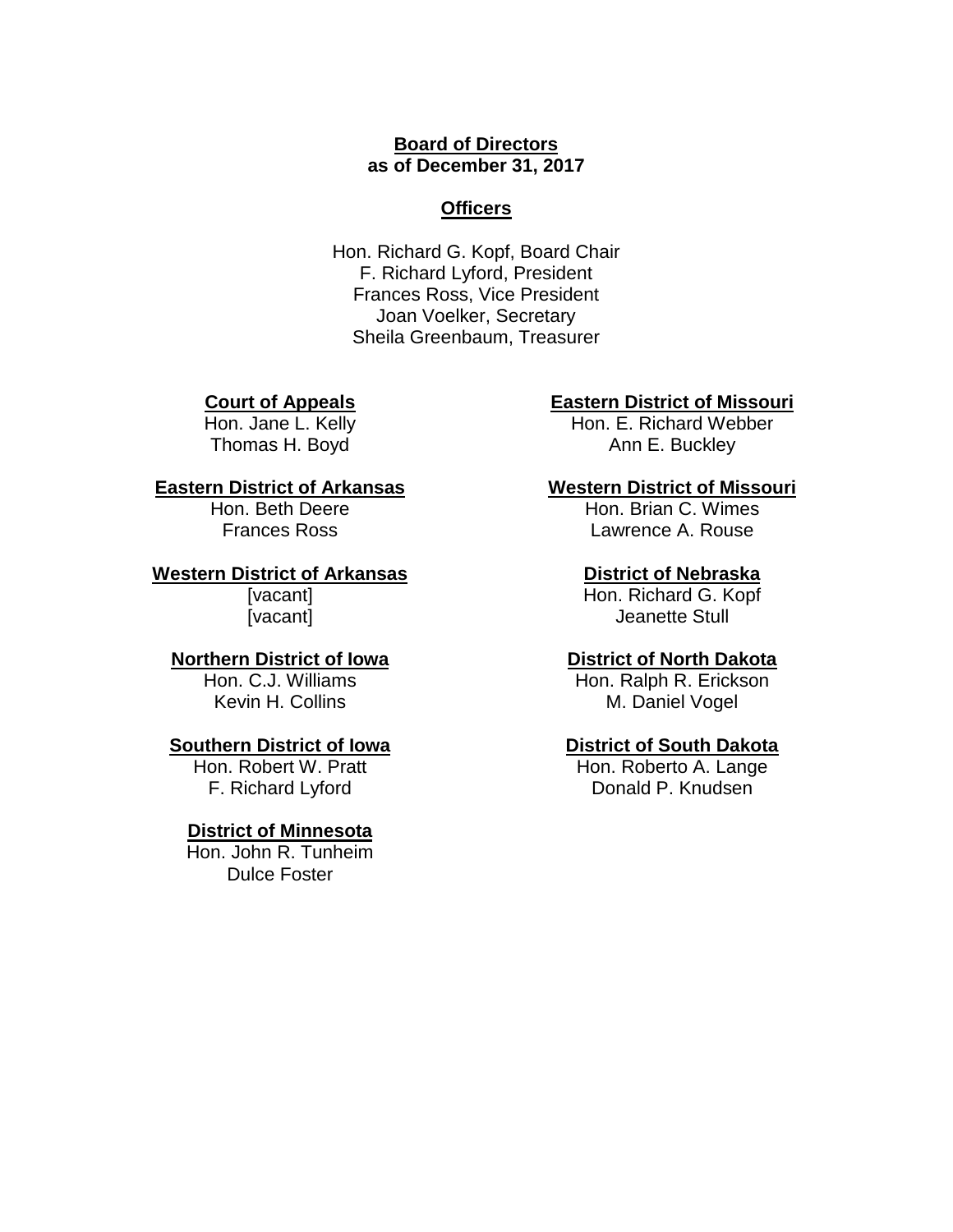**Board of Directors**
**as of December 31, 2017**

**Officers**

Hon. Richard G. Kopf, Board Chair
F. Richard Lyford, President
Frances Ross, Vice President
Joan Voelker, Secretary
Sheila Greenbaum, Treasurer

**Court of Appeals**
Hon. Jane L. Kelly
Thomas H. Boyd

**Eastern District of Arkansas**
Hon. Beth Deere
Frances Ross

**Western District of Arkansas**
[vacant]
[vacant]

**Northern District of Iowa**
Hon. C.J. Williams
Kevin H. Collins

**Southern District of Iowa**
Hon. Robert W. Pratt
F. Richard Lyford

**District of Minnesota**
Hon. John R. Tunheim
Dulce Foster

**Eastern District of Missouri**
Hon. E. Richard Webber
Ann E. Buckley

**Western District of Missouri**
Hon. Brian C. Wimes
Lawrence A. Rouse

**District of Nebraska**
Hon. Richard G. Kopf
Jeanette Stull

**District of North Dakota**
Hon. Ralph R. Erickson
M. Daniel Vogel

**District of South Dakota**
Hon. Roberto A. Lange
Donald P. Knudsen